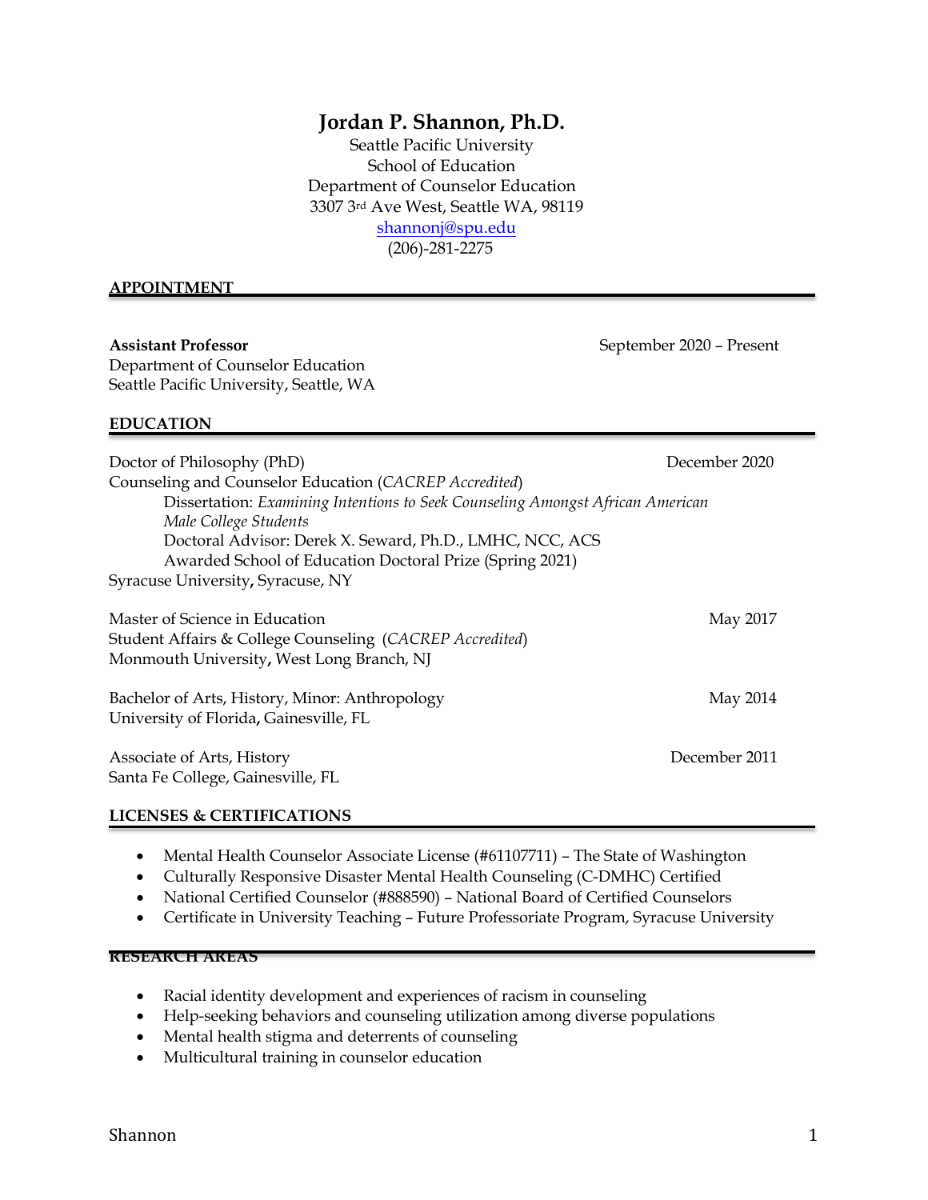# Jordan P. Shannon, Ph.D.

Seattle Pacific University
School of Education
Department of Counselor Education
3307 3rd Ave West, Seattle WA, 98119
shannonj@spu.edu
(206)-281-2275

## APPOINTMENT

**Assistant Professor** September 2020 – Present
Department of Counselor Education
Seattle Pacific University, Seattle, WA

## EDUCATION

Doctor of Philosophy (PhD) December 2020
Counseling and Counselor Education (*CACREP Accredited*)
Dissertation: *Examining Intentions to Seek Counseling Amongst African American Male College Students*
Doctoral Advisor: Derek X. Seward, Ph.D., LMHC, NCC, ACS
Awarded School of Education Doctoral Prize (Spring 2021)
Syracuse University**,** Syracuse, NY

Master of Science in Education May 2017
Student Affairs & College Counseling (*CACREP Accredited*)
Monmouth University**,** West Long Branch, NJ

Bachelor of Arts, History, Minor: Anthropology May 2014
University of Florida**,** Gainesville, FL

Associate of Arts, History December 2011
Santa Fe College, Gainesville, FL

## LICENSES & CERTIFICATIONS

- Mental Health Counselor Associate License (#61107711) – The State of Washington
- Culturally Responsive Disaster Mental Health Counseling (C-DMHC) Certified
- National Certified Counselor (#888590) – National Board of Certified Counselors
- Certificate in University Teaching – Future Professoriate Program, Syracuse University

## RESEARCH AREAS

- Racial identity development and experiences of racism in counseling
- Help-seeking behaviors and counseling utilization among diverse populations
- Mental health stigma and deterrents of counseling
- Multicultural training in counselor education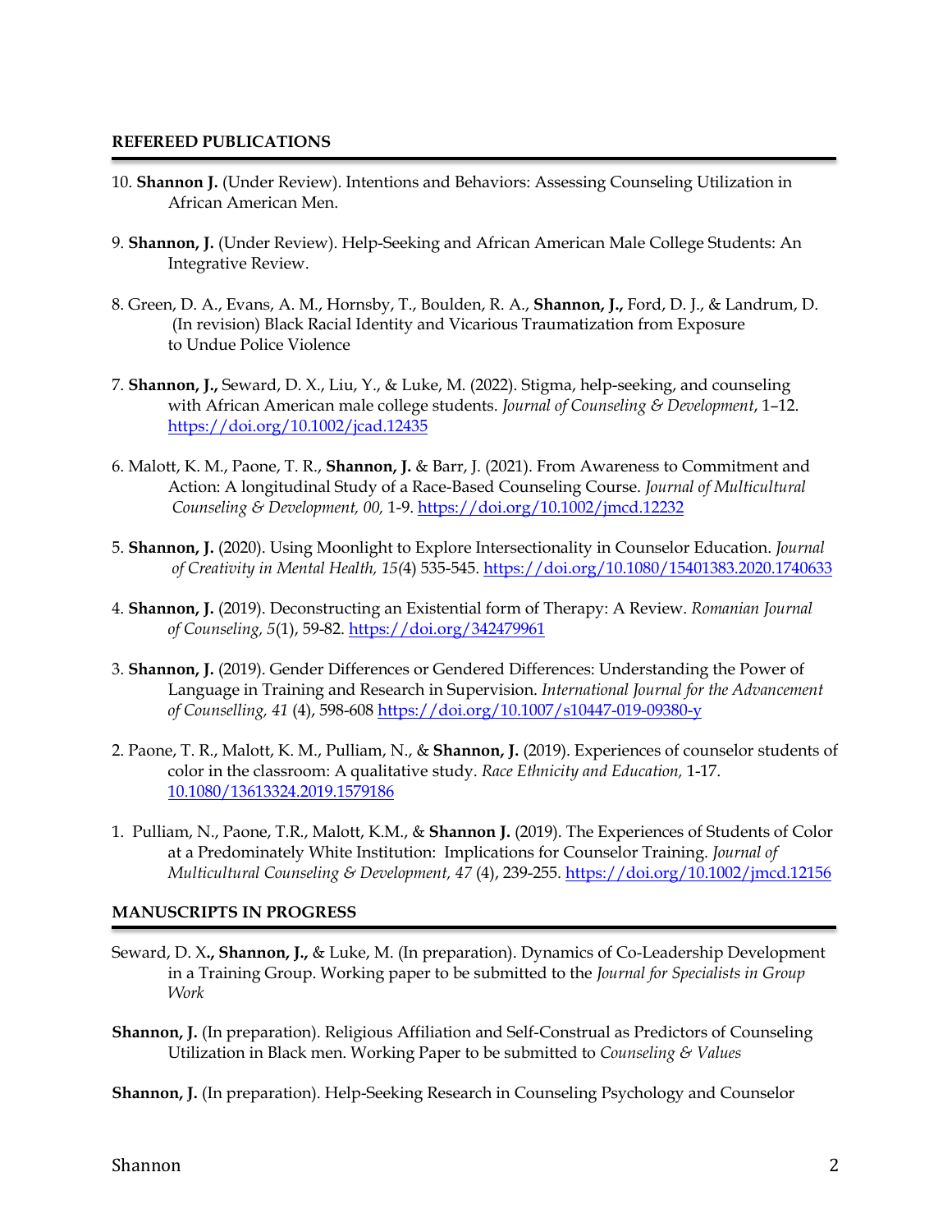## REFEREED PUBLICATIONS

10. **Shannon J.** (Under Review). Intentions and Behaviors: Assessing Counseling Utilization in African American Men.

9. **Shannon, J.** (Under Review). Help-Seeking and African American Male College Students: An Integrative Review.

8. Green, D. A., Evans, A. M., Hornsby, T., Boulden, R. A., **Shannon, J.,** Ford, D. J., & Landrum, D. (In revision) Black Racial Identity and Vicarious Traumatization from Exposure to Undue Police Violence

7. **Shannon, J.,** Seward, D. X., Liu, Y., & Luke, M. (2022). Stigma, help-seeking, and counseling with African American male college students. *Journal of Counseling & Development*, 1–12. https://doi.org/10.1002/jcad.12435

6. Malott, K. M., Paone, T. R., **Shannon, J.** & Barr, J. (2021). From Awareness to Commitment and Action: A longitudinal Study of a Race-Based Counseling Course. *Journal of Multicultural Counseling & Development, 00,* 1-9. https://doi.org/10.1002/jmcd.12232

5. **Shannon, J.** (2020). Using Moonlight to Explore Intersectionality in Counselor Education. *Journal of Creativity in Mental Health, 15*(4) 535-545. https://doi.org/10.1080/15401383.2020.1740633

4. **Shannon, J.** (2019). Deconstructing an Existential form of Therapy: A Review. *Romanian Journal of Counseling, 5*(1), 59-82. https://doi.org/342479961

3. **Shannon, J.** (2019). Gender Differences or Gendered Differences: Understanding the Power of Language in Training and Research in Supervision. *International Journal for the Advancement of Counselling, 41* (4), 598-608 https://doi.org/10.1007/s10447-019-09380-y

2. Paone, T. R., Malott, K. M., Pulliam, N., & **Shannon, J.** (2019). Experiences of counselor students of color in the classroom: A qualitative study. *Race Ethnicity and Education,* 1-17. 10.1080/13613324.2019.1579186

1. Pulliam, N., Paone, T.R., Malott, K.M., & **Shannon J.** (2019). The Experiences of Students of Color at a Predominately White Institution: Implications for Counselor Training. *Journal of Multicultural Counseling & Development, 47* (4), 239-255. https://doi.org/10.1002/jmcd.12156

## MANUSCRIPTS IN PROGRESS

Seward, D. X**., Shannon, J.,** & Luke, M. (In preparation). Dynamics of Co-Leadership Development in a Training Group. Working paper to be submitted to the *Journal for Specialists in Group Work*

**Shannon, J.** (In preparation). Religious Affiliation and Self-Construal as Predictors of Counseling Utilization in Black men. Working Paper to be submitted to *Counseling & Values*

**Shannon, J.** (In preparation). Help-Seeking Research in Counseling Psychology and Counselor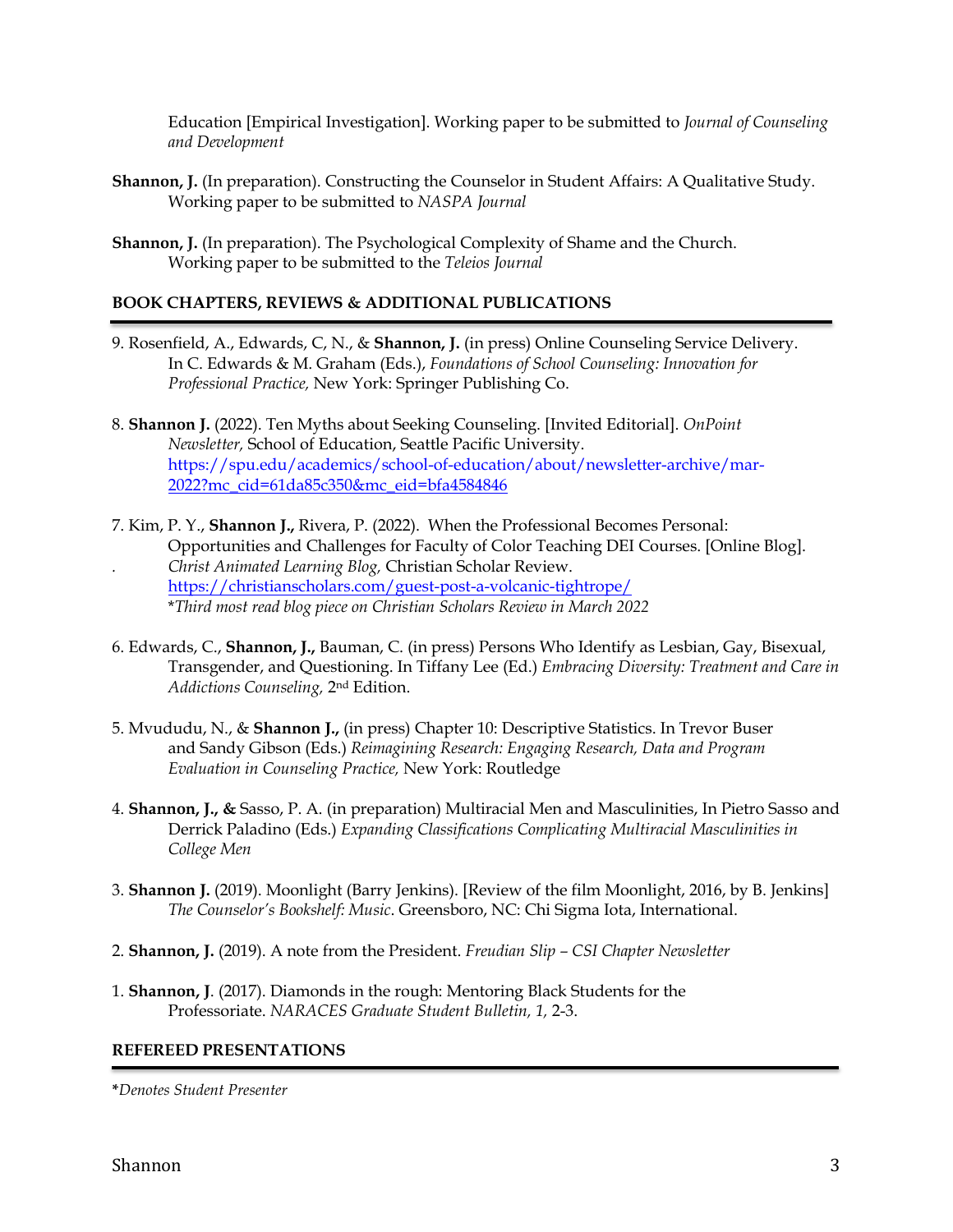Education [Empirical Investigation]. Working paper to be submitted to *Journal of Counseling and Development*

**Shannon, J.** (In preparation). Constructing the Counselor in Student Affairs: A Qualitative Study. Working paper to be submitted to *NASPA Journal*

**Shannon, J.** (In preparation). The Psychological Complexity of Shame and the Church. Working paper to be submitted to the *Teleios Journal*

## BOOK CHAPTERS, REVIEWS & ADDITIONAL PUBLICATIONS

9. Rosenfield, A., Edwards, C, N., & **Shannon, J.** (in press) Online Counseling Service Delivery. In C. Edwards & M. Graham (Eds.), *Foundations of School Counseling: Innovation for Professional Practice,* New York: Springer Publishing Co.

8. **Shannon J.** (2022). Ten Myths about Seeking Counseling. [Invited Editorial]. *OnPoint Newsletter,* School of Education, Seattle Pacific University. https://spu.edu/academics/school-of-education/about/newsletter-archive/mar-2022?mc_cid=61da85c350&mc_eid=bfa4584846

7. Kim, P. Y., **Shannon J.,** Rivera, P. (2022). When the Professional Becomes Personal: Opportunities and Challenges for Faculty of Color Teaching DEI Courses. [Online Blog]. *Christ Animated Learning Blog,* Christian Scholar Review. https://christianscholars.com/guest-post-a-volcanic-tightrope/
*Third most read blog piece on Christian Scholars Review in March 2022*

6. Edwards, C., **Shannon, J.,** Bauman, C. (in press) Persons Who Identify as Lesbian, Gay, Bisexual, Transgender, and Questioning. In Tiffany Lee (Ed.) *Embracing Diversity: Treatment and Care in Addictions Counseling,* 2nd Edition.

5. Mvududu, N., & **Shannon J.,** (in press) Chapter 10: Descriptive Statistics. In Trevor Buser and Sandy Gibson (Eds.) *Reimagining Research: Engaging Research, Data and Program Evaluation in Counseling Practice,* New York: Routledge

4. **Shannon, J., &** Sasso, P. A. (in preparation) Multiracial Men and Masculinities, In Pietro Sasso and Derrick Paladino (Eds.) *Expanding Classifications Complicating Multiracial Masculinities in College Men*

3. **Shannon J.** (2019). Moonlight (Barry Jenkins). [Review of the film Moonlight, 2016, by B. Jenkins] *The Counselor's Bookshelf: Music*. Greensboro, NC: Chi Sigma Iota, International.

2. **Shannon, J.** (2019). A note from the President. *Freudian Slip – CSI Chapter Newsletter*

1. **Shannon, J**. (2017). Diamonds in the rough: Mentoring Black Students for the Professoriate. *NARACES Graduate Student Bulletin, 1,* 2-3.

## REFEREED PRESENTATIONS

*\*Denotes Student Presenter*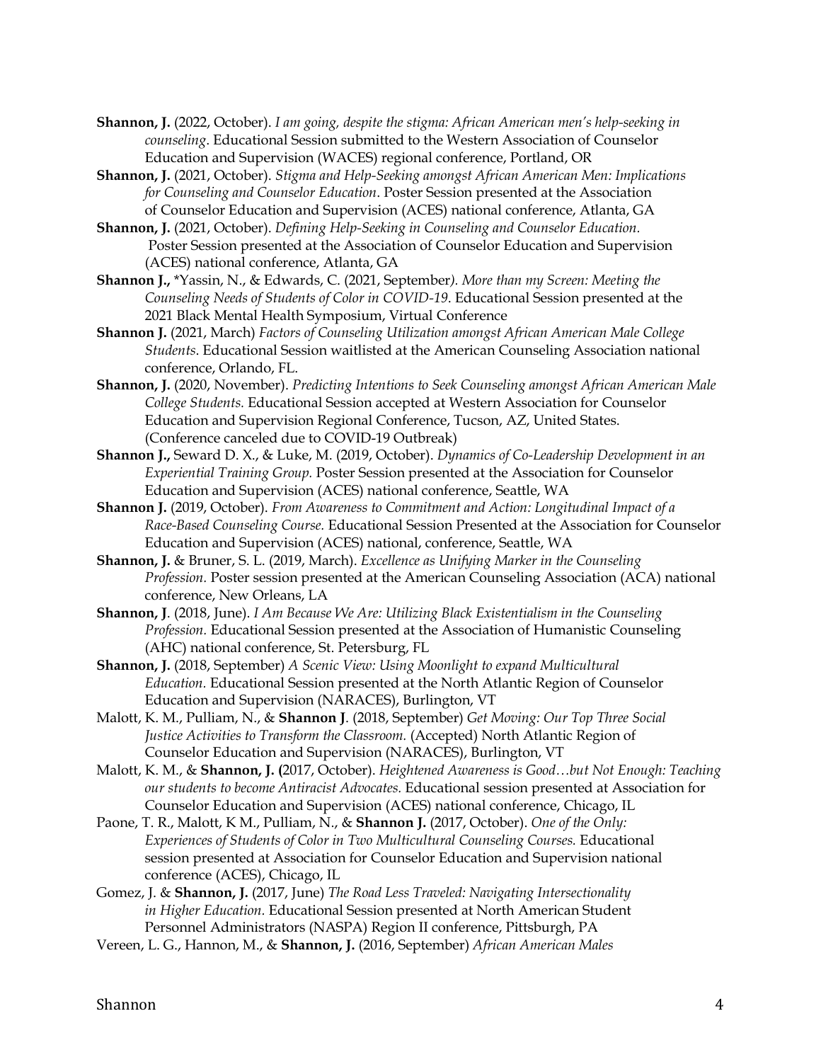**Shannon, J.** (2022, October). *I am going, despite the stigma: African American men's help-seeking in counseling*. Educational Session submitted to the Western Association of Counselor Education and Supervision (WACES) regional conference, Portland, OR

**Shannon, J.** (2021, October). *Stigma and Help-Seeking amongst African American Men: Implications for Counseling and Counselor Education*. Poster Session presented at the Association of Counselor Education and Supervision (ACES) national conference, Atlanta, GA

**Shannon, J.** (2021, October). *Defining Help-Seeking in Counseling and Counselor Education.* Poster Session presented at the Association of Counselor Education and Supervision (ACES) national conference, Atlanta, GA

**Shannon J.,** *Yassin, N., & Edwards, C. (2021, September*). More than my Screen: Meeting the Counseling Needs of Students of Color in COVID-19*. Educational Session presented at the 2021 Black Mental Health Symposium, Virtual Conference

**Shannon J.** (2021, March) *Factors of Counseling Utilization amongst African American Male College Students*. Educational Session waitlisted at the American Counseling Association national conference, Orlando, FL.

**Shannon, J.** (2020, November). *Predicting Intentions to Seek Counseling amongst African American Male College Students.* Educational Session accepted at Western Association for Counselor Education and Supervision Regional Conference, Tucson, AZ, United States. (Conference canceled due to COVID-19 Outbreak)

**Shannon J.,** Seward D. X., & Luke, M. (2019, October). *Dynamics of Co-Leadership Development in an Experiential Training Group.* Poster Session presented at the Association for Counselor Education and Supervision (ACES) national conference, Seattle, WA

**Shannon J.** (2019, October). *From Awareness to Commitment and Action: Longitudinal Impact of a Race-Based Counseling Course.* Educational Session Presented at the Association for Counselor Education and Supervision (ACES) national, conference, Seattle, WA

**Shannon, J.** & Bruner, S. L. (2019, March). *Excellence as Unifying Marker in the Counseling Profession.* Poster session presented at the American Counseling Association (ACA) national conference, New Orleans, LA

**Shannon, J**. (2018, June). *I Am Because We Are: Utilizing Black Existentialism in the Counseling Profession.* Educational Session presented at the Association of Humanistic Counseling (AHC) national conference, St. Petersburg, FL

**Shannon, J.** (2018, September) *A Scenic View: Using Moonlight to expand Multicultural Education.* Educational Session presented at the North Atlantic Region of Counselor Education and Supervision (NARACES), Burlington, VT

Malott, K. M., Pulliam, N., & **Shannon J**. (2018, September) *Get Moving: Our Top Three Social Justice Activities to Transform the Classroom.* (Accepted) North Atlantic Region of Counselor Education and Supervision (NARACES), Burlington, VT

Malott, K. M., & **Shannon, J. (**2017, October). *Heightened Awareness is Good…but Not Enough: Teaching our students to become Antiracist Advocates.* Educational session presented at Association for Counselor Education and Supervision (ACES) national conference, Chicago, IL

Paone, T. R., Malott, K M., Pulliam, N., & **Shannon J.** (2017, October). *One of the Only: Experiences of Students of Color in Two Multicultural Counseling Courses.* Educational session presented at Association for Counselor Education and Supervision national conference (ACES), Chicago, IL

Gomez, J. & **Shannon, J.** (2017, June) *The Road Less Traveled: Navigating Intersectionality in Higher Education.* Educational Session presented at North American Student Personnel Administrators (NASPA) Region II conference, Pittsburgh, PA

Vereen, L. G., Hannon, M., & **Shannon, J.** (2016, September) *African American Males*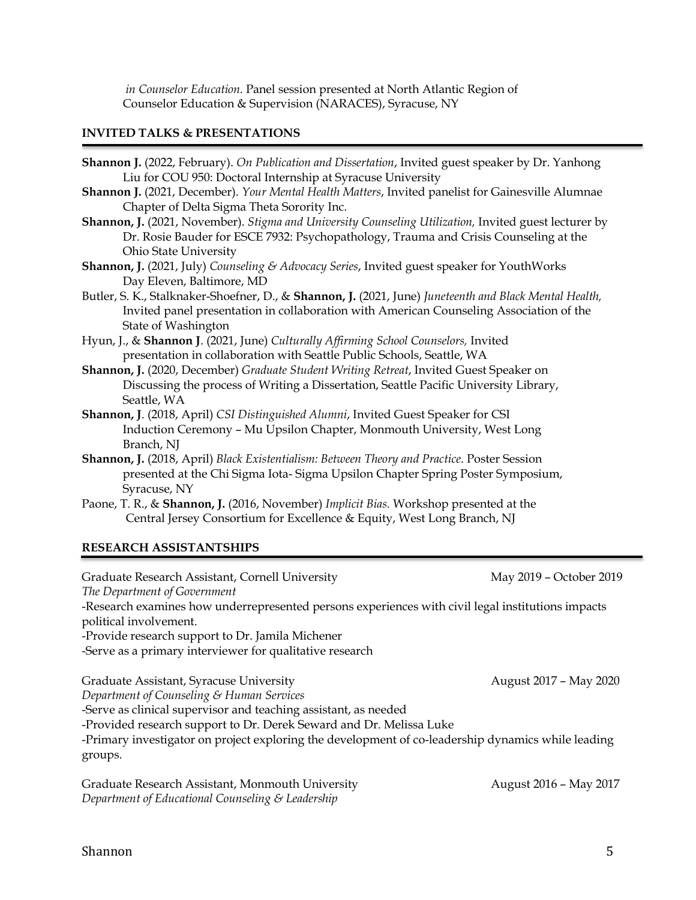*in Counselor Education.* Panel session presented at North Atlantic Region of Counselor Education & Supervision (NARACES), Syracuse, NY

## INVITED TALKS & PRESENTATIONS

**Shannon J.** (2022, February). *On Publication and Dissertation*, Invited guest speaker by Dr. Yanhong Liu for COU 950: Doctoral Internship at Syracuse University

**Shannon J.** (2021, December). *Your Mental Health Matters*, Invited panelist for Gainesville Alumnae Chapter of Delta Sigma Theta Sorority Inc.

**Shannon, J.** (2021, November). *Stigma and University Counseling Utilization,* Invited guest lecturer by Dr. Rosie Bauder for ESCE 7932: Psychopathology, Trauma and Crisis Counseling at the Ohio State University

**Shannon, J.** (2021, July) *Counseling & Advocacy Series*, Invited guest speaker for YouthWorks Day Eleven, Baltimore, MD

Butler, S. K., Stalknaker-Shoefner, D., & **Shannon, J.** (2021, June) *Juneteenth and Black Mental Health,* Invited panel presentation in collaboration with American Counseling Association of the State of Washington

Hyun, J., & **Shannon J**. (2021, June) *Culturally Affirming School Counselors,* Invited presentation in collaboration with Seattle Public Schools, Seattle, WA

**Shannon, J.** (2020, December) *Graduate Student Writing Retreat*, Invited Guest Speaker on Discussing the process of Writing a Dissertation, Seattle Pacific University Library, Seattle, WA

**Shannon, J**. (2018, April) *CSI Distinguished Alumni*, Invited Guest Speaker for CSI Induction Ceremony – Mu Upsilon Chapter, Monmouth University, West Long Branch, NJ

**Shannon, J.** (2018, April) *Black Existentialism: Between Theory and Practice*. Poster Session presented at the Chi Sigma Iota- Sigma Upsilon Chapter Spring Poster Symposium, Syracuse, NY

Paone, T. R., & **Shannon, J.** (2016, November) *Implicit Bias.* Workshop presented at the Central Jersey Consortium for Excellence & Equity, West Long Branch, NJ

## RESEARCH ASSISTANTSHIPS

Graduate Research Assistant, Cornell University — May 2019 – October 2019
*The Department of Government*
-Research examines how underrepresented persons experiences with civil legal institutions impacts political involvement.
-Provide research support to Dr. Jamila Michener
-Serve as a primary interviewer for qualitative research

Graduate Assistant, Syracuse University — August 2017 – May 2020
*Department of Counseling & Human Services*
-Serve as clinical supervisor and teaching assistant, as needed
-Provided research support to Dr. Derek Seward and Dr. Melissa Luke
-Primary investigator on project exploring the development of co-leadership dynamics while leading groups.

Graduate Research Assistant, Monmouth University — August 2016 – May 2017
*Department of Educational Counseling & Leadership*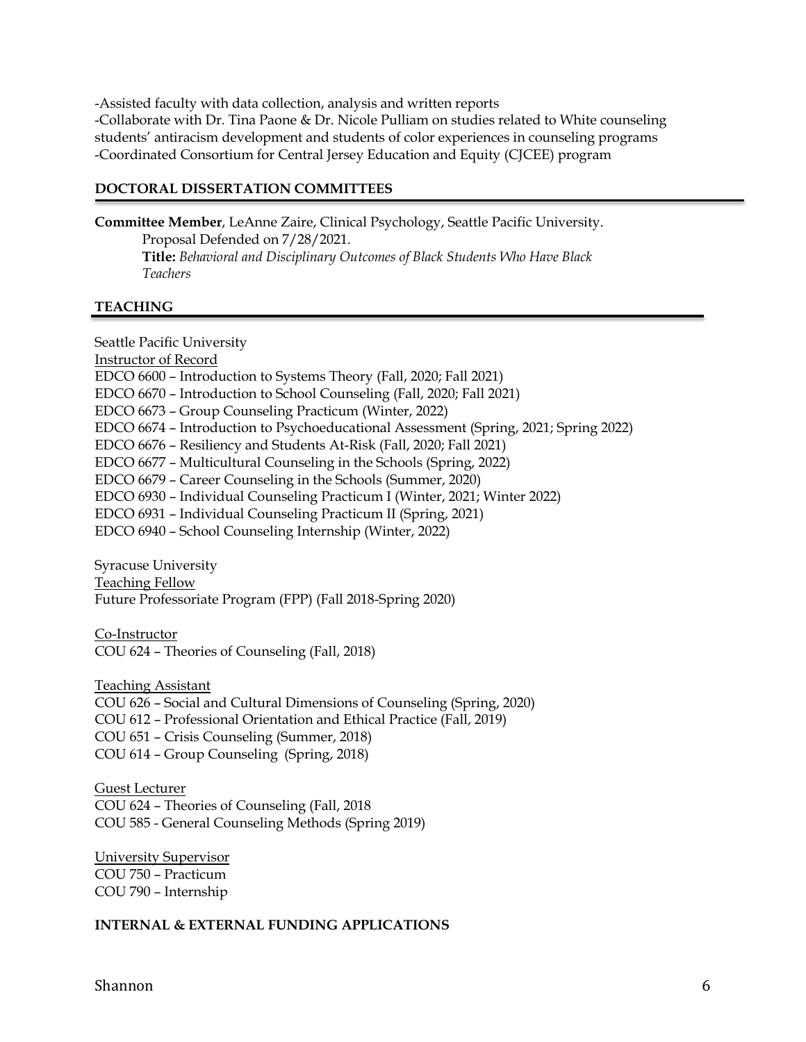-Assisted faculty with data collection, analysis and written reports
-Collaborate with Dr. Tina Paone & Dr. Nicole Pulliam on studies related to White counseling students' antiracism development and students of color experiences in counseling programs
-Coordinated Consortium for Central Jersey Education and Equity (CJCEE) program

## DOCTORAL DISSERTATION COMMITTEES

**Committee Member**, LeAnne Zaire, Clinical Psychology, Seattle Pacific University.
Proposal Defended on 7/28/2021.
**Title:** *Behavioral and Disciplinary Outcomes of Black Students Who Have Black Teachers*

## TEACHING

Seattle Pacific University
Instructor of Record
EDCO 6600 – Introduction to Systems Theory (Fall, 2020; Fall 2021)
EDCO 6670 – Introduction to School Counseling (Fall, 2020; Fall 2021)
EDCO 6673 – Group Counseling Practicum (Winter, 2022)
EDCO 6674 – Introduction to Psychoeducational Assessment (Spring, 2021; Spring 2022)
EDCO 6676 – Resiliency and Students At-Risk (Fall, 2020; Fall 2021)
EDCO 6677 – Multicultural Counseling in the Schools (Spring, 2022)
EDCO 6679 – Career Counseling in the Schools (Summer, 2020)
EDCO 6930 – Individual Counseling Practicum I (Winter, 2021; Winter 2022)
EDCO 6931 – Individual Counseling Practicum II (Spring, 2021)
EDCO 6940 – School Counseling Internship (Winter, 2022)

Syracuse University
Teaching Fellow
Future Professoriate Program (FPP) (Fall 2018-Spring 2020)

Co-Instructor
COU 624 – Theories of Counseling (Fall, 2018)

Teaching Assistant
COU 626 – Social and Cultural Dimensions of Counseling (Spring, 2020)
COU 612 – Professional Orientation and Ethical Practice (Fall, 2019)
COU 651 – Crisis Counseling (Summer, 2018)
COU 614 – Group Counseling (Spring, 2018)

Guest Lecturer
COU 624 – Theories of Counseling (Fall, 2018
COU 585 - General Counseling Methods (Spring 2019)

University Supervisor
COU 750 – Practicum
COU 790 – Internship

## INTERNAL & EXTERNAL FUNDING APPLICATIONS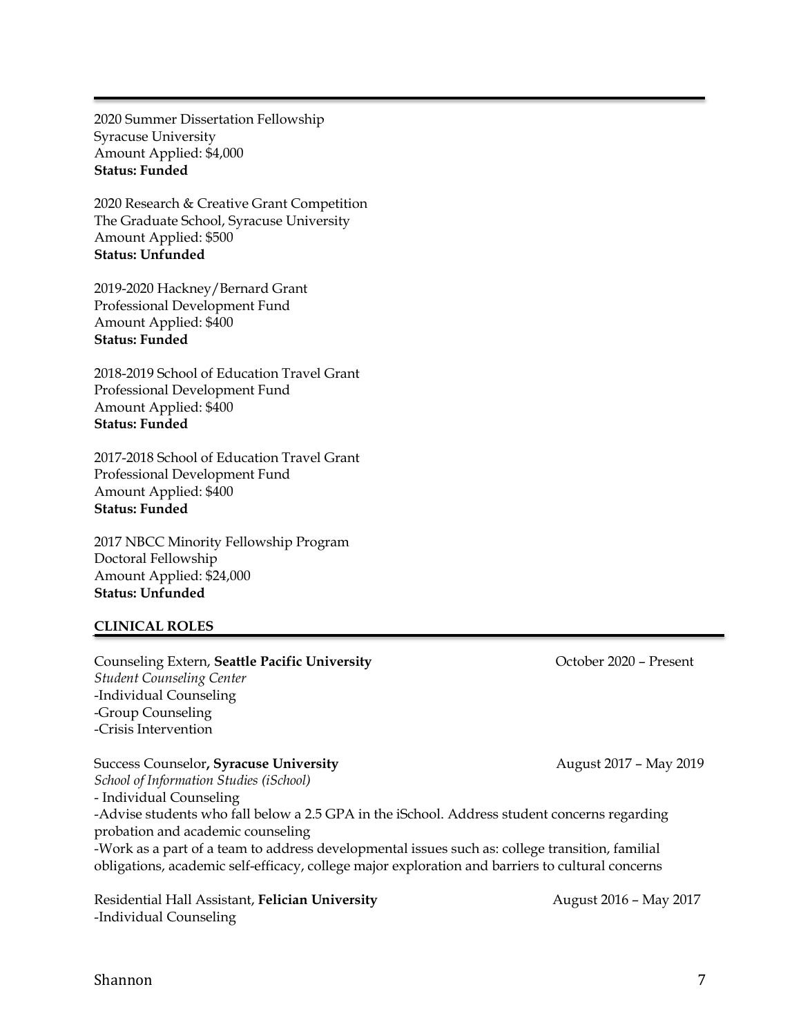2020 Summer Dissertation Fellowship
Syracuse University
Amount Applied: $4,000
**Status: Funded**

2020 Research & Creative Grant Competition
The Graduate School, Syracuse University
Amount Applied: $500
**Status: Unfunded**

2019-2020 Hackney/Bernard Grant
Professional Development Fund
Amount Applied: $400
**Status: Funded**

2018-2019 School of Education Travel Grant
Professional Development Fund
Amount Applied: $400
**Status: Funded**

2017-2018 School of Education Travel Grant
Professional Development Fund
Amount Applied: $400
**Status: Funded**

2017 NBCC Minority Fellowship Program
Doctoral Fellowship
Amount Applied: $24,000
**Status: Unfunded**

## CLINICAL ROLES

Counseling Extern, **Seattle Pacific University** — October 2020 – Present
*Student Counseling Center*
-Individual Counseling
-Group Counseling
-Crisis Intervention

Success Counselor**, Syracuse University** — August 2017 – May 2019
*School of Information Studies (iSchool)*
- Individual Counseling
-Advise students who fall below a 2.5 GPA in the iSchool. Address student concerns regarding probation and academic counseling
-Work as a part of a team to address developmental issues such as: college transition, familial obligations, academic self-efficacy, college major exploration and barriers to cultural concerns

Residential Hall Assistant, **Felician University** — August 2016 – May 2017
-Individual Counseling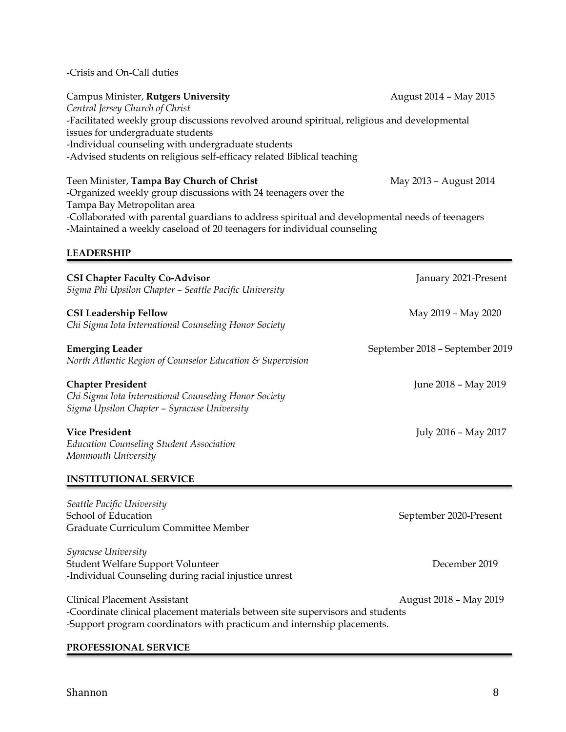-Crisis and On-Call duties

Campus Minister, **Rutgers University** August 2014 – May 2015
*Central Jersey Church of Christ*
-Facilitated weekly group discussions revolved around spiritual, religious and developmental issues for undergraduate students
-Individual counseling with undergraduate students
-Advised students on religious self-efficacy related Biblical teaching

Teen Minister, **Tampa Bay Church of Christ** May 2013 – August 2014
-Organized weekly group discussions with 24 teenagers over the Tampa Bay Metropolitan area
-Collaborated with parental guardians to address spiritual and developmental needs of teenagers
-Maintained a weekly caseload of 20 teenagers for individual counseling

## LEADERSHIP

**CSI Chapter Faculty Co-Advisor** January 2021-Present
*Sigma Phi Upsilon Chapter – Seattle Pacific University*

**CSI Leadership Fellow** May 2019 – May 2020
*Chi Sigma Iota International Counseling Honor Society*

**Emerging Leader** September 2018 – September 2019
*North Atlantic Region of Counselor Education & Supervision*

**Chapter President** June 2018 – May 2019
*Chi Sigma Iota International Counseling Honor Society*
*Sigma Upsilon Chapter – Syracuse University*

**Vice President** July 2016 – May 2017
*Education Counseling Student Association*
*Monmouth University*

## INSTITUTIONAL SERVICE

*Seattle Pacific University*
School of Education September 2020-Present
Graduate Curriculum Committee Member

*Syracuse University*
Student Welfare Support Volunteer December 2019
-Individual Counseling during racial injustice unrest

Clinical Placement Assistant August 2018 – May 2019
-Coordinate clinical placement materials between site supervisors and students
-Support program coordinators with practicum and internship placements.

## PROFESSIONAL SERVICE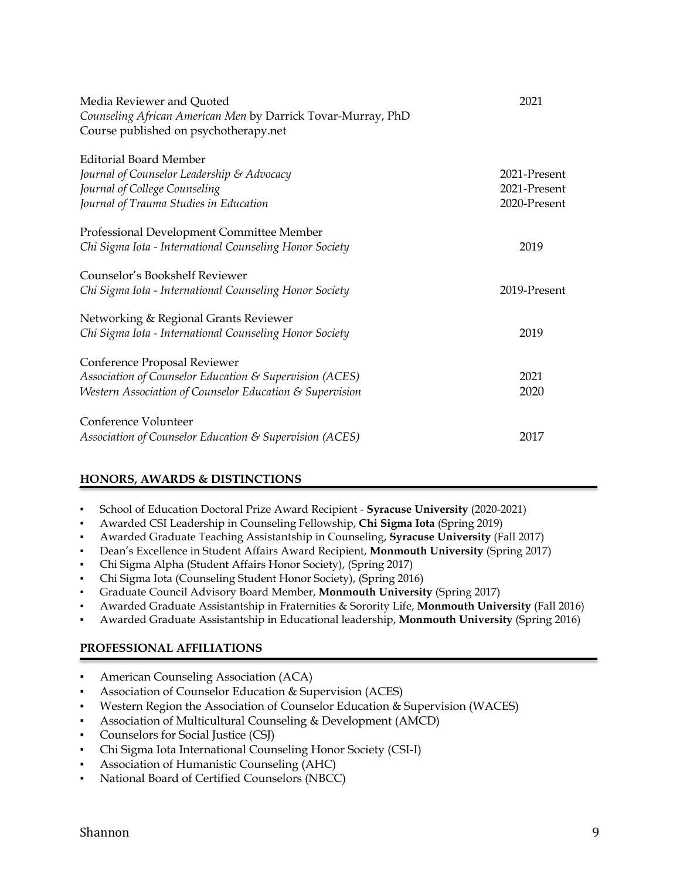Media Reviewer and Quoted 2021
*Counseling African American Men* by Darrick Tovar-Murray, PhD
Course published on psychotherapy.net

Editorial Board Member
*Journal of Counselor Leadership & Advocacy* 2021-Present
*Journal of College Counseling* 2021-Present
*Journal of Trauma Studies in Education* 2020-Present

Professional Development Committee Member
*Chi Sigma Iota - International Counseling Honor Society* 2019

Counselor's Bookshelf Reviewer
*Chi Sigma Iota - International Counseling Honor Society* 2019-Present

Networking & Regional Grants Reviewer
*Chi Sigma Iota - International Counseling Honor Society* 2019

Conference Proposal Reviewer
*Association of Counselor Education & Supervision (ACES)* 2021
*Western Association of Counselor Education & Supervision* 2020

Conference Volunteer
*Association of Counselor Education & Supervision (ACES)* 2017

## HONORS, AWARDS & DISTINCTIONS

- School of Education Doctoral Prize Award Recipient - **Syracuse University** (2020-2021)
- Awarded CSI Leadership in Counseling Fellowship, **Chi Sigma Iota** (Spring 2019)
- Awarded Graduate Teaching Assistantship in Counseling, **Syracuse University** (Fall 2017)
- Dean's Excellence in Student Affairs Award Recipient, **Monmouth University** (Spring 2017)
- Chi Sigma Alpha (Student Affairs Honor Society), (Spring 2017)
- Chi Sigma Iota (Counseling Student Honor Society), (Spring 2016)
- Graduate Council Advisory Board Member, **Monmouth University** (Spring 2017)
- Awarded Graduate Assistantship in Fraternities & Sorority Life, **Monmouth University** (Fall 2016)
- Awarded Graduate Assistantship in Educational leadership, **Monmouth University** (Spring 2016)

## PROFESSIONAL AFFILIATIONS

- American Counseling Association (ACA)
- Association of Counselor Education & Supervision (ACES)
- Western Region the Association of Counselor Education & Supervision (WACES)
- Association of Multicultural Counseling & Development (AMCD)
- Counselors for Social Justice (CSJ)
- Chi Sigma Iota International Counseling Honor Society (CSI-I)
- Association of Humanistic Counseling (AHC)
- National Board of Certified Counselors (NBCC)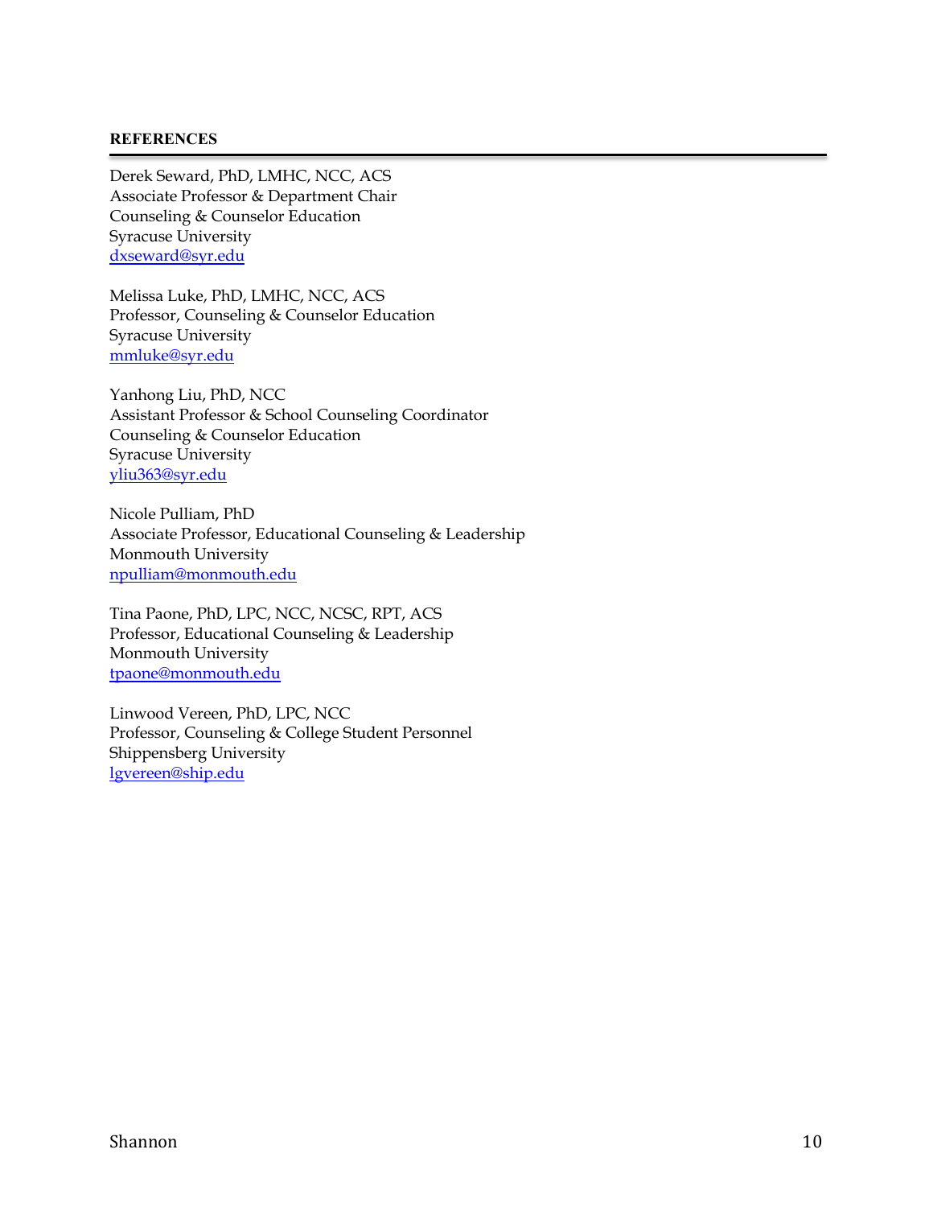**REFERENCES**

---

Derek Seward, PhD, LMHC, NCC, ACS
Associate Professor & Department Chair
Counseling & Counselor Education
Syracuse University
dxseward@syr.edu

Melissa Luke, PhD, LMHC, NCC, ACS
Professor, Counseling & Counselor Education
Syracuse University
mmluke@syr.edu

Yanhong Liu, PhD, NCC
Assistant Professor & School Counseling Coordinator
Counseling & Counselor Education
Syracuse University
yliu363@syr.edu

Nicole Pulliam, PhD
Associate Professor, Educational Counseling & Leadership
Monmouth University
npulliam@monmouth.edu

Tina Paone, PhD, LPC, NCC, NCSC, RPT, ACS
Professor, Educational Counseling & Leadership
Monmouth University
tpaone@monmouth.edu

Linwood Vereen, PhD, LPC, NCC
Professor, Counseling & College Student Personnel
Shippensberg University
lgvereen@ship.edu